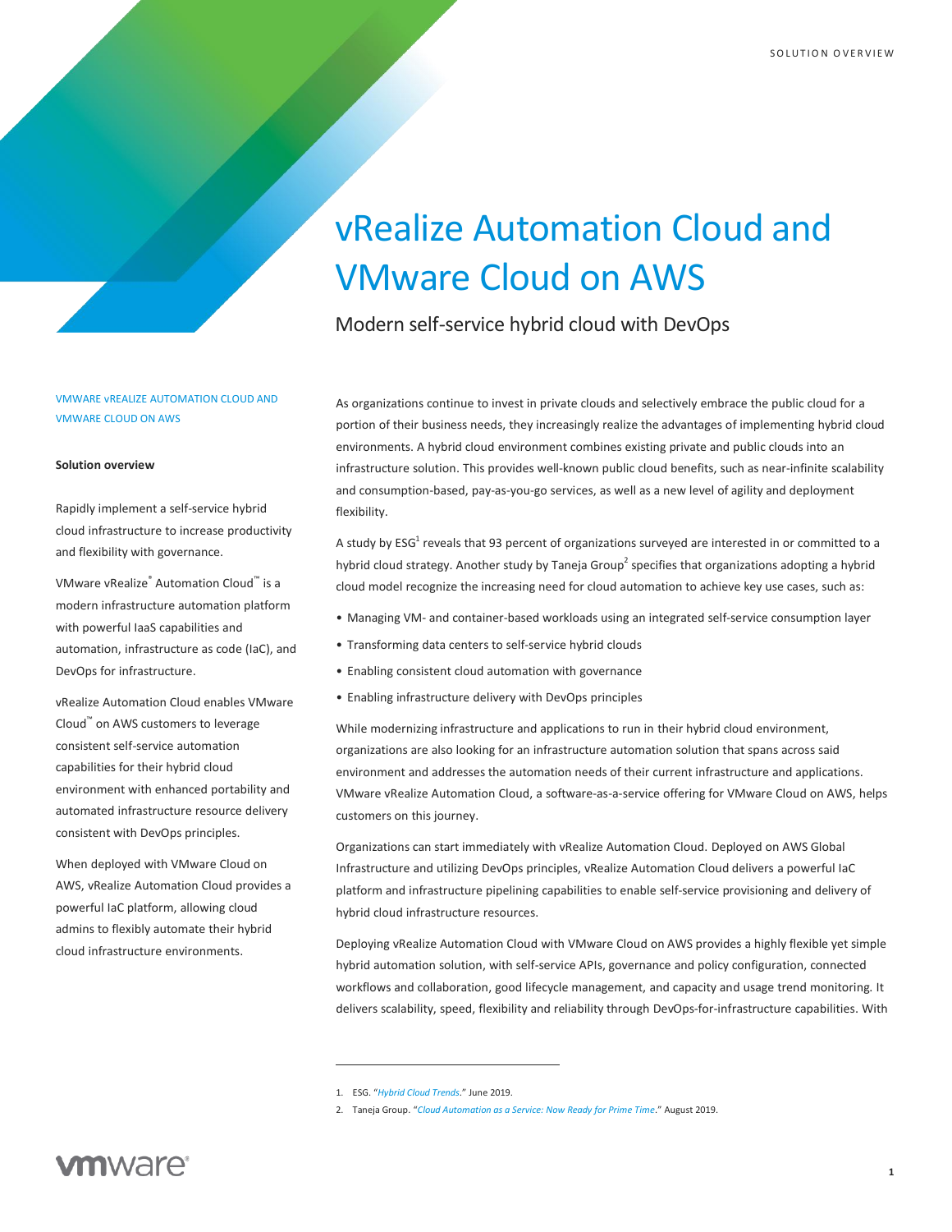SOLUTION OVERVIEW

# vRealize Automation Cloud and VMware Cloud on AWS

## Modern self-service hybrid cloud with DevOps

VMWARE vREALIZE AUTOMATION CLOUD AND VMWARE CLOUD ON AWS

**Solution overview**

Rapidly implement a self-service hybrid cloud infrastructure to increase productivity and flexibility with governance.

VMware vRealize® Automation Cloud™ is a modern infrastructure automation platform with powerful IaaS capabilities and automation, infrastructure as code (IaC), and DevOps for infrastructure.

vRealize Automation Cloud enables VMware Cloud™ on AWS customers to leverage consistent self-service automation capabilities for their hybrid cloud environment with enhanced portability and automated infrastructure resource delivery consistent with DevOps principles.

When deployed with VMware Cloud on AWS, vRealize Automation Cloud provides a powerful IaC platform, allowing cloud admins to flexibly automate their hybrid cloud infrastructure environments.

As organizations continue to invest in private clouds and selectively embrace the public cloud for a portion of their business needs, they increasingly realize the advantages of implementing hybrid cloud environments. A hybrid cloud environment combines existing private and public clouds into an infrastructure solution. This provides well-known public cloud benefits, such as near-infinite scalability and consumption-based, pay-as-you-go services, as well as a new level of agility and deployment flexibility.

A study by ESG[1] reveals that 93 percent of organizations surveyed are interested in or committed to a hybrid cloud strategy. Another study by Taneja Group[2] specifies that organizations adopting a hybrid cloud model recognize the increasing need for cloud automation to achieve key use cases, such as:

- Managing VM- and container-based workloads using an integrated self-service consumption layer
- Transforming data centers to self-service hybrid clouds
- Enabling consistent cloud automation with governance
- Enabling infrastructure delivery with DevOps principles

While modernizing infrastructure and applications to run in their hybrid cloud environment, organizations are also looking for an infrastructure automation solution that spans across said environment and addresses the automation needs of their current infrastructure and applications. VMware vRealize Automation Cloud, a software-as-a-service offering for VMware Cloud on AWS, helps customers on this journey.

Organizations can start immediately with vRealize Automation Cloud. Deployed on AWS Global Infrastructure and utilizing DevOps principles, vRealize Automation Cloud delivers a powerful IaC platform and infrastructure pipelining capabilities to enable self-service provisioning and delivery of hybrid cloud infrastructure resources.

Deploying vRealize Automation Cloud with VMware Cloud on AWS provides a highly flexible yet simple hybrid automation solution, with self-service APIs, governance and policy configuration, connected workflows and collaboration, good lifecycle management, and capacity and usage trend monitoring. It delivers scalability, speed, flexibility and reliability through DevOps-for-infrastructure capabilities. With

1. ESG. "*Hybrid Cloud Trends*." June 2019.
2. Taneja Group. "*Cloud Automation as a Service: Now Ready for Prime Time*." August 2019.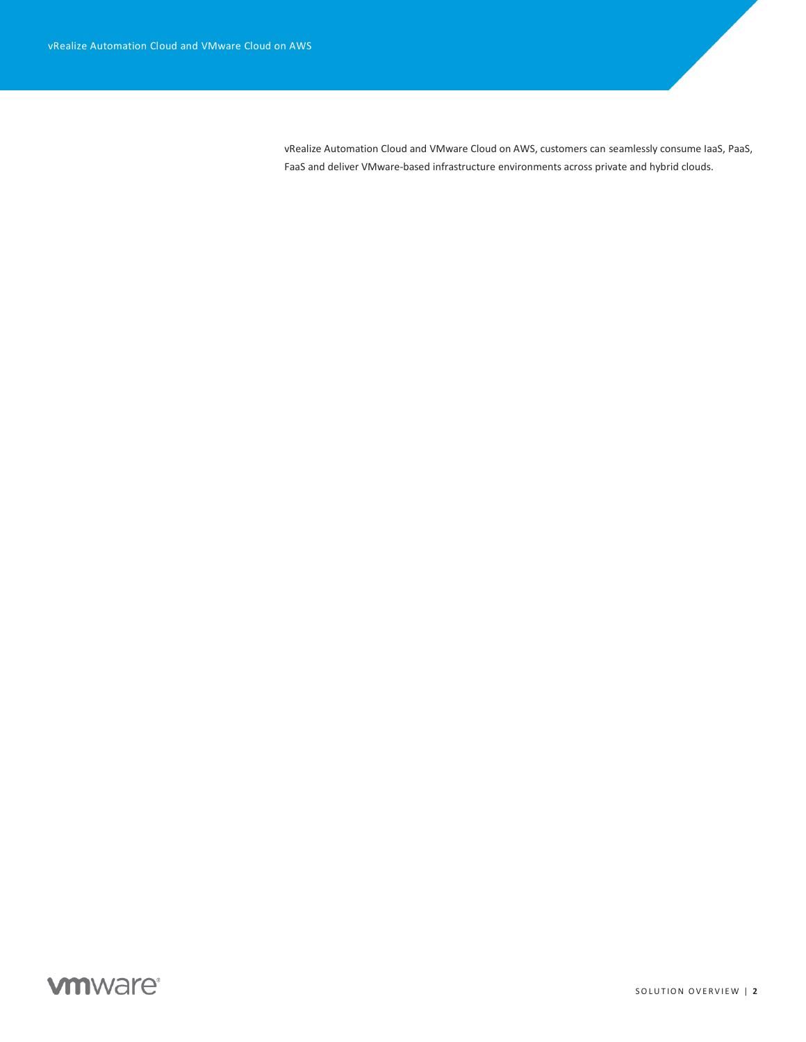vRealize Automation Cloud and VMware Cloud on AWS, customers can seamlessly consume IaaS, PaaS, FaaS and deliver VMware-based infrastructure environments across private and hybrid clouds.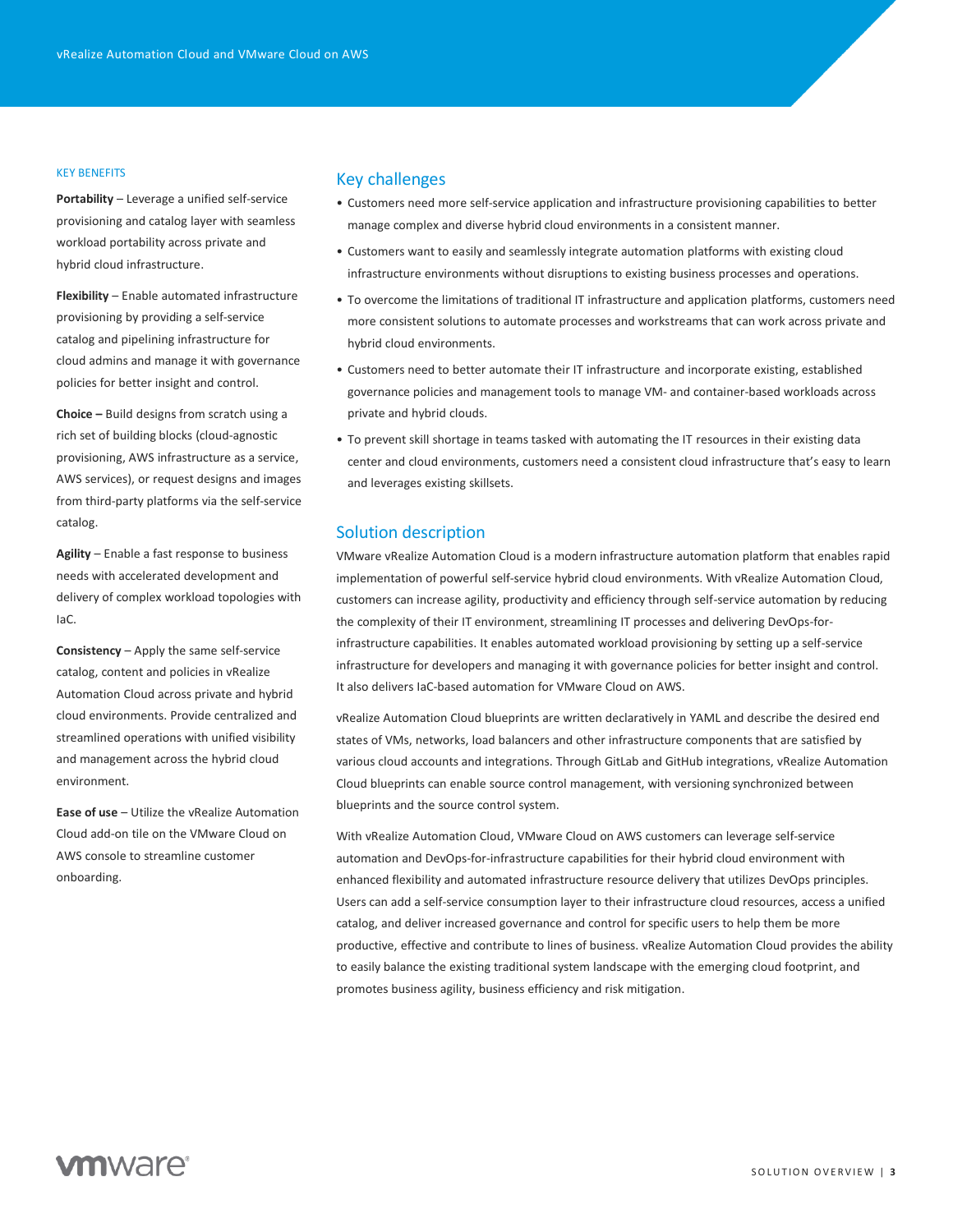## KEY BENEFITS

**Portability** – Leverage a unified self-service provisioning and catalog layer with seamless workload portability across private and hybrid cloud infrastructure.

**Flexibility** – Enable automated infrastructure provisioning by providing a self-service catalog and pipelining infrastructure for cloud admins and manage it with governance policies for better insight and control.

**Choice –** Build designs from scratch using a rich set of building blocks (cloud-agnostic provisioning, AWS infrastructure as a service, AWS services), or request designs and images from third-party platforms via the self-service catalog.

**Agility** – Enable a fast response to business needs with accelerated development and delivery of complex workload topologies with IaC.

**Consistency** – Apply the same self-service catalog, content and policies in vRealize Automation Cloud across private and hybrid cloud environments. Provide centralized and streamlined operations with unified visibility and management across the hybrid cloud environment.

**Ease of use** – Utilize the vRealize Automation Cloud add-on tile on the VMware Cloud on AWS console to streamline customer onboarding.

## Key challenges

- Customers need more self-service application and infrastructure provisioning capabilities to better manage complex and diverse hybrid cloud environments in a consistent manner.
- Customers want to easily and seamlessly integrate automation platforms with existing cloud infrastructure environments without disruptions to existing business processes and operations.
- To overcome the limitations of traditional IT infrastructure and application platforms, customers need more consistent solutions to automate processes and workstreams that can work across private and hybrid cloud environments.
- Customers need to better automate their IT infrastructure and incorporate existing, established governance policies and management tools to manage VM- and container-based workloads across private and hybrid clouds.
- To prevent skill shortage in teams tasked with automating the IT resources in their existing data center and cloud environments, customers need a consistent cloud infrastructure that's easy to learn and leverages existing skillsets.

## Solution description

VMware vRealize Automation Cloud is a modern infrastructure automation platform that enables rapid implementation of powerful self-service hybrid cloud environments. With vRealize Automation Cloud, customers can increase agility, productivity and efficiency through self-service automation by reducing the complexity of their IT environment, streamlining IT processes and delivering DevOps-for-infrastructure capabilities. It enables automated workload provisioning by setting up a self-service infrastructure for developers and managing it with governance policies for better insight and control. It also delivers IaC-based automation for VMware Cloud on AWS.

vRealize Automation Cloud blueprints are written declaratively in YAML and describe the desired end states of VMs, networks, load balancers and other infrastructure components that are satisfied by various cloud accounts and integrations. Through GitLab and GitHub integrations, vRealize Automation Cloud blueprints can enable source control management, with versioning synchronized between blueprints and the source control system.

With vRealize Automation Cloud, VMware Cloud on AWS customers can leverage self-service automation and DevOps-for-infrastructure capabilities for their hybrid cloud environment with enhanced flexibility and automated infrastructure resource delivery that utilizes DevOps principles. Users can add a self-service consumption layer to their infrastructure cloud resources, access a unified catalog, and deliver increased governance and control for specific users to help them be more productive, effective and contribute to lines of business. vRealize Automation Cloud provides the ability to easily balance the existing traditional system landscape with the emerging cloud footprint, and promotes business agility, business efficiency and risk mitigation.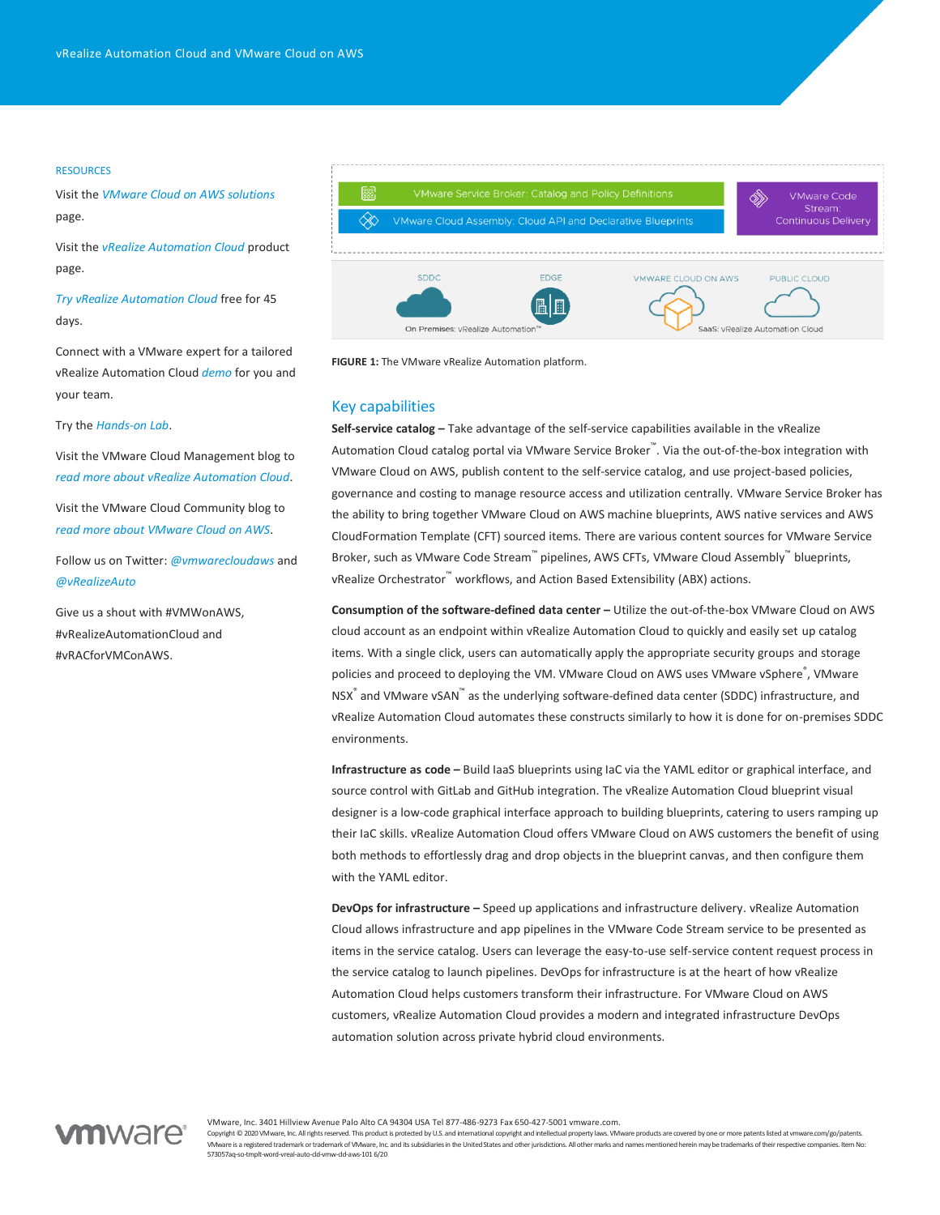RESOURCES

Visit the *VMware Cloud on AWS solutions* page.

Visit the *vRealize Automation Cloud* product page.

*Try vRealize Automation Cloud* free for 45 days.

Connect with a VMware expert for a tailored vRealize Automation Cloud *demo* for you and your team.

Try the *Hands-on Lab*.

Visit the VMware Cloud Management blog to *read more about vRealize Automation Cloud*.

Visit the VMware Cloud Community blog to *read more about VMware Cloud on AWS*.

Follow us on Twitter: *@vmwarecloudaws* and *@vRealizeAuto*

Give us a shout with #VMWonAWS, #vRealizeAutomationCloud and #vRACforVMConAWS.

VMware Service Broker: Catalog and Policy Definitions

VMware Cloud Assembly: Cloud API and Declarative Blueprints

VMware Code Stream: Continuous Delivery

SDDC

EDGE

VMWARE CLOUD ON AWS

PUBLIC CLOUD

On Premises: vRealize Automation™

SaaS: vRealize Automation Cloud

**FIGURE 1:** The VMware vRealize Automation platform.

## Key capabilities

**Self-service catalog –** Take advantage of the self-service capabilities available in the vRealize Automation Cloud catalog portal via VMware Service Broker™. Via the out-of-the-box integration with VMware Cloud on AWS, publish content to the self-service catalog, and use project-based policies, governance and costing to manage resource access and utilization centrally. VMware Service Broker has the ability to bring together VMware Cloud on AWS machine blueprints, AWS native services and AWS CloudFormation Template (CFT) sourced items. There are various content sources for VMware Service Broker, such as VMware Code Stream™ pipelines, AWS CFTs, VMware Cloud Assembly™ blueprints, vRealize Orchestrator™ workflows, and Action Based Extensibility (ABX) actions.

**Consumption of the software-defined data center –** Utilize the out-of-the-box VMware Cloud on AWS cloud account as an endpoint within vRealize Automation Cloud to quickly and easily set up catalog items. With a single click, users can automatically apply the appropriate security groups and storage policies and proceed to deploying the VM. VMware Cloud on AWS uses VMware vSphere®, VMware NSX® and VMware vSAN™ as the underlying software-defined data center (SDDC) infrastructure, and vRealize Automation Cloud automates these constructs similarly to how it is done for on-premises SDDC environments.

**Infrastructure as code –** Build IaaS blueprints using IaC via the YAML editor or graphical interface, and source control with GitLab and GitHub integration. The vRealize Automation Cloud blueprint visual designer is a low-code graphical interface approach to building blueprints, catering to users ramping up their IaC skills. vRealize Automation Cloud offers VMware Cloud on AWS customers the benefit of using both methods to effortlessly drag and drop objects in the blueprint canvas, and then configure them with the YAML editor.

**DevOps for infrastructure –** Speed up applications and infrastructure delivery. vRealize Automation Cloud allows infrastructure and app pipelines in the VMware Code Stream service to be presented as items in the service catalog. Users can leverage the easy-to-use self-service content request process in the service catalog to launch pipelines. DevOps for infrastructure is at the heart of how vRealize Automation Cloud helps customers transform their infrastructure. For VMware Cloud on AWS customers, vRealize Automation Cloud provides a modern and integrated infrastructure DevOps automation solution across private hybrid cloud environments.

VMware, Inc. 3401 Hillview Avenue Palo Alto CA 94304 USA Tel 877-486-9273 Fax 650-427-5001 vmware.com.
Copyright © 2020 VMware, Inc. All rights reserved. This product is protected by U.S. and international copyright and intellectual property laws. VMware products are covered by one or more patents listed at vmware.com/go/patents. VMware is a registered trademark or trademark of VMware, Inc. and its subsidiaries in the United States and other jurisdictions. All other marks and names mentioned herein may be trademarks of their respective companies. Item No: 573057aq-so-tmplt-word-vreal-auto-cld-vmw-cld-aws-101 6/20